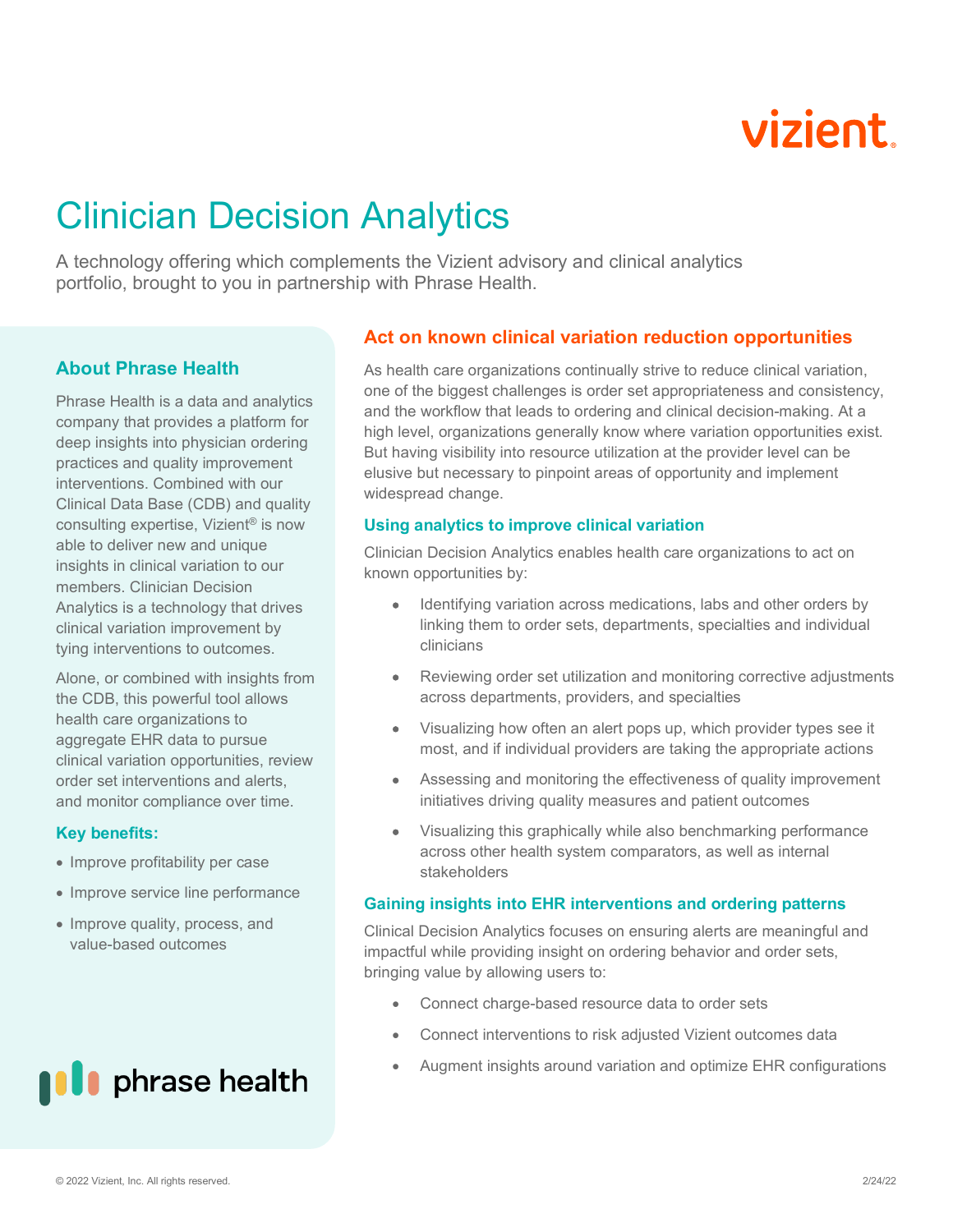# Clinician Decision Analytics

A technology offering which complements the Vizient advisory and clinical analytics portfolio, brought to you in partnership with Phrase Health.

## About Phrase Health

Phrase Health is a data and analytics company that provides a platform for deep insights into physician ordering practices and quality improvement interventions. Combined with our Clinical Data Base (CDB) and quality consulting expertise, Vizient® is now able to deliver new and unique insights in clinical variation to our members. Clinician Decision Analytics is a technology that drives clinical variation improvement by tying interventions to outcomes.

Alone, or combined with insights from the CDB, this powerful tool allows health care organizations to aggregate EHR data to pursue clinical variation opportunities, review order set interventions and alerts, and monitor compliance over time.

### Key benefits:

- Improve profitability per case
- Improve service line performance
- Improve quality, process, and value-based outcomes

## Act on known clinical variation reduction opportunities

As health care organizations continually strive to reduce clinical variation, one of the biggest challenges is order set appropriateness and consistency, and the workflow that leads to ordering and clinical decision-making. At a high level, organizations generally know where variation opportunities exist. But having visibility into resource utilization at the provider level can be elusive but necessary to pinpoint areas of opportunity and implement widespread change.

### Using analytics to improve clinical variation

Clinician Decision Analytics enables health care organizations to act on known opportunities by:

- Identifying variation across medications, labs and other orders by linking them to order sets, departments, specialties and individual clinicians
- Reviewing order set utilization and monitoring corrective adjustments across departments, providers, and specialties
- Visualizing how often an alert pops up, which provider types see it most, and if individual providers are taking the appropriate actions
- Assessing and monitoring the effectiveness of quality improvement initiatives driving quality measures and patient outcomes
- Visualizing this graphically while also benchmarking performance across other health system comparators, as well as internal stakeholders

### Gaining insights into EHR interventions and ordering patterns

Clinical Decision Analytics focuses on ensuring alerts are meaningful and impactful while providing insight on ordering behavior and order sets, bringing value by allowing users to:

- Connect charge-based resource data to order sets
- Connect interventions to risk adjusted Vizient outcomes data
- Augment insights around variation and optimize EHR configurations

© 2022 Vizient, Inc. All rights reserved.

2/24/22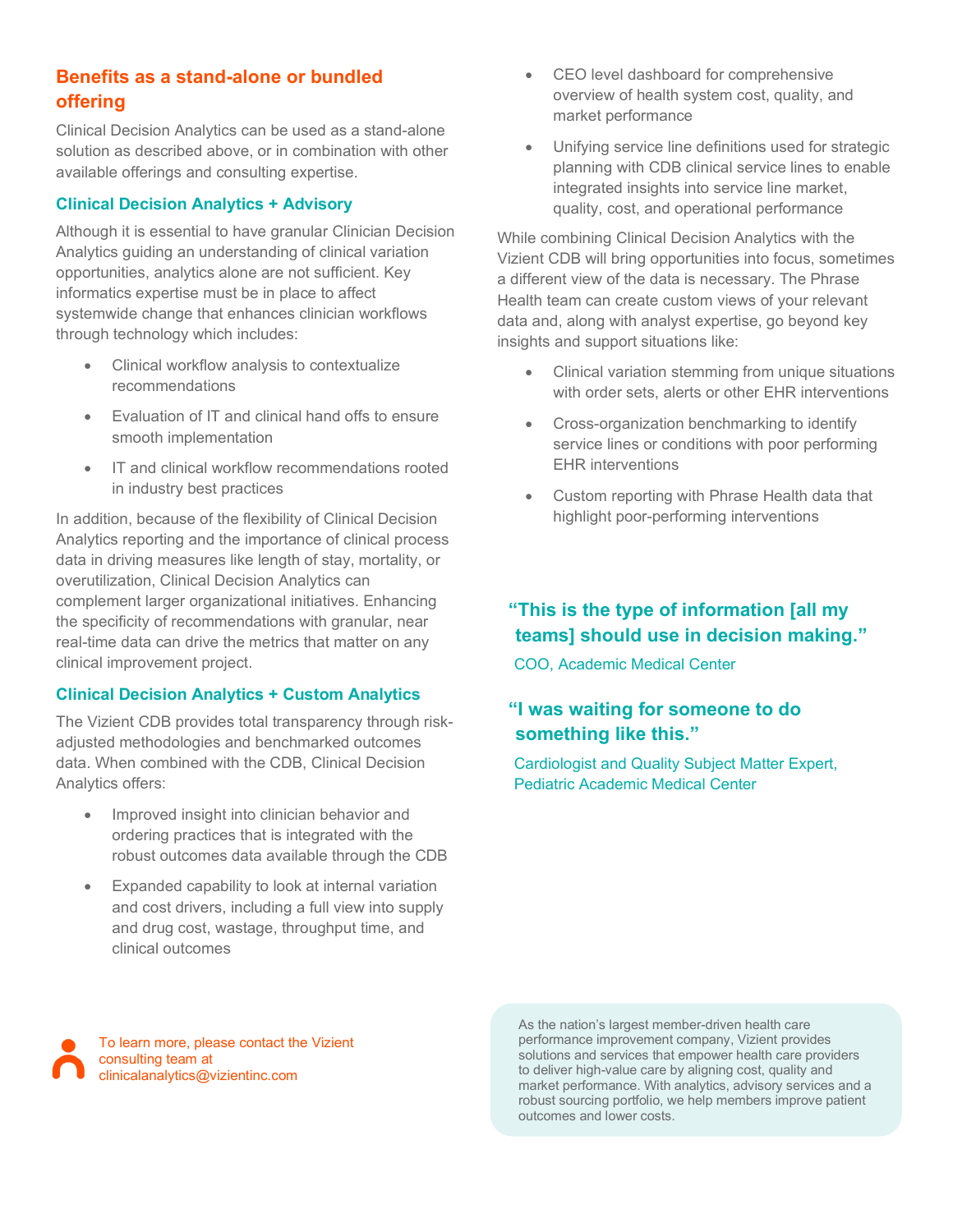## Benefits as a stand-alone or bundled offering

Clinical Decision Analytics can be used as a stand-alone solution as described above, or in combination with other available offerings and consulting expertise.

### Clinical Decision Analytics + Advisory

Although it is essential to have granular Clinician Decision Analytics guiding an understanding of clinical variation opportunities, analytics alone are not sufficient. Key informatics expertise must be in place to affect systemwide change that enhances clinician workflows through technology which includes:

- Clinical workflow analysis to contextualize recommendations
- Evaluation of IT and clinical hand offs to ensure smooth implementation
- IT and clinical workflow recommendations rooted in industry best practices

In addition, because of the flexibility of Clinical Decision Analytics reporting and the importance of clinical process data in driving measures like length of stay, mortality, or overutilization, Clinical Decision Analytics can complement larger organizational initiatives. Enhancing the specificity of recommendations with granular, near real-time data can drive the metrics that matter on any clinical improvement project.

### Clinical Decision Analytics + Custom Analytics

The Vizient CDB provides total transparency through risk-adjusted methodologies and benchmarked outcomes data. When combined with the CDB, Clinical Decision Analytics offers:

- Improved insight into clinician behavior and ordering practices that is integrated with the robust outcomes data available through the CDB
- Expanded capability to look at internal variation and cost drivers, including a full view into supply and drug cost, wastage, throughput time, and clinical outcomes
- CEO level dashboard for comprehensive overview of health system cost, quality, and market performance
- Unifying service line definitions used for strategic planning with CDB clinical service lines to enable integrated insights into service line market, quality, cost, and operational performance

While combining Clinical Decision Analytics with the Vizient CDB will bring opportunities into focus, sometimes a different view of the data is necessary. The Phrase Health team can create custom views of your relevant data and, along with analyst expertise, go beyond key insights and support situations like:

- Clinical variation stemming from unique situations with order sets, alerts or other EHR interventions
- Cross-organization benchmarking to identify service lines or conditions with poor performing EHR interventions
- Custom reporting with Phrase Health data that highlight poor-performing interventions

**"This is the type of information [all my teams] should use in decision making."**

COO, Academic Medical Center

**"I was waiting for someone to do something like this."**

Cardiologist and Quality Subject Matter Expert, Pediatric Academic Medical Center

To learn more, please contact the Vizient consulting team at clinicalanalytics@vizientinc.com

As the nation's largest member-driven health care performance improvement company, Vizient provides solutions and services that empower health care providers to deliver high-value care by aligning cost, quality and market performance. With analytics, advisory services and a robust sourcing portfolio, we help members improve patient outcomes and lower costs.